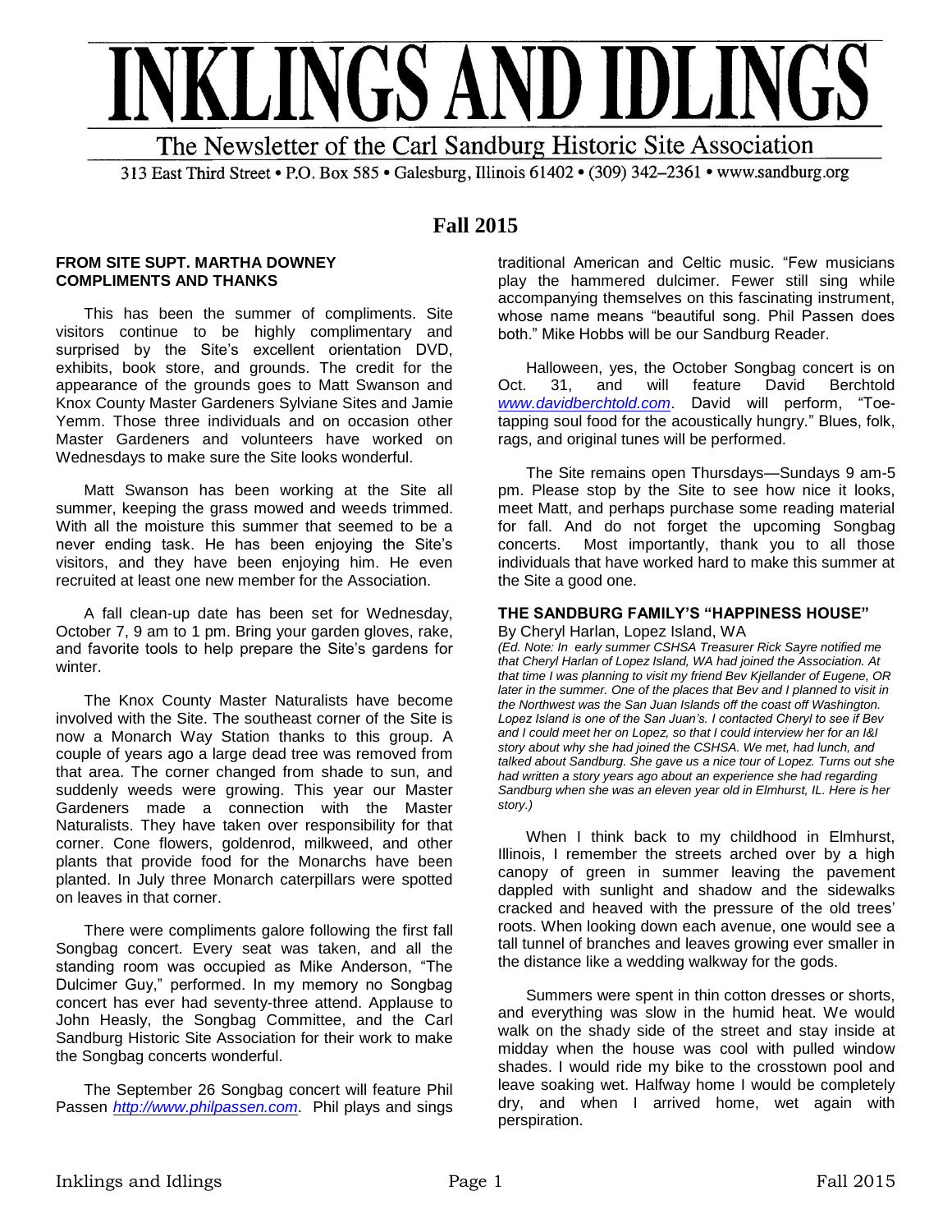# INKLINGS AND IDLINGS

The Newsletter of the Carl Sandburg Historic Site Association

313 East Third Street • P.O. Box 585 • Galesburg, Illinois 61402 • (309) 342–2361 • www.sandburg.org

## Fall 2015

### FROM SITE SUPT. MARTHA DOWNEY COMPLIMENTS AND THANKS

This has been the summer of compliments. Site visitors continue to be highly complimentary and surprised by the Site's excellent orientation DVD, exhibits, book store, and grounds. The credit for the appearance of the grounds goes to Matt Swanson and Knox County Master Gardeners Sylviane Sites and Jamie Yemm. Those three individuals and on occasion other Master Gardeners and volunteers have worked on Wednesdays to make sure the Site looks wonderful.

Matt Swanson has been working at the Site all summer, keeping the grass mowed and weeds trimmed. With all the moisture this summer that seemed to be a never ending task. He has been enjoying the Site's visitors, and they have been enjoying him. He even recruited at least one new member for the Association.

A fall clean-up date has been set for Wednesday, October 7, 9 am to 1 pm. Bring your garden gloves, rake, and favorite tools to help prepare the Site's gardens for winter.

The Knox County Master Naturalists have become involved with the Site. The southeast corner of the Site is now a Monarch Way Station thanks to this group. A couple of years ago a large dead tree was removed from that area. The corner changed from shade to sun, and suddenly weeds were growing. This year our Master Gardeners made a connection with the Master Naturalists. They have taken over responsibility for that corner. Cone flowers, goldenrod, milkweed, and other plants that provide food for the Monarchs have been planted. In July three Monarch caterpillars were spotted on leaves in that corner.

There were compliments galore following the first fall Songbag concert. Every seat was taken, and all the standing room was occupied as Mike Anderson, "The Dulcimer Guy," performed. In my memory no Songbag concert has ever had seventy-three attend. Applause to John Heasly, the Songbag Committee, and the Carl Sandburg Historic Site Association for their work to make the Songbag concerts wonderful.

The September 26 Songbag concert will feature Phil Passen *http://www.philpassen.com*. Phil plays and sings traditional American and Celtic music. "Few musicians play the hammered dulcimer. Fewer still sing while accompanying themselves on this fascinating instrument, whose name means "beautiful song. Phil Passen does both." Mike Hobbs will be our Sandburg Reader.

Halloween, yes, the October Songbag concert is on Oct. 31, and will feature David Berchtold *www.davidberchtold.com*. David will perform, "Toe-tapping soul food for the acoustically hungry." Blues, folk, rags, and original tunes will be performed.

The Site remains open Thursdays—Sundays 9 am-5 pm. Please stop by the Site to see how nice it looks, meet Matt, and perhaps purchase some reading material for fall. And do not forget the upcoming Songbag concerts. Most importantly, thank you to all those individuals that have worked hard to make this summer at the Site a good one.

### THE SANDBURG FAMILY'S "HAPPINESS HOUSE"

By Cheryl Harlan, Lopez Island, WA

*(Ed. Note: In early summer CSHSA Treasurer Rick Sayre notified me that Cheryl Harlan of Lopez Island, WA had joined the Association. At that time I was planning to visit my friend Bev Kjellander of Eugene, OR later in the summer. One of the places that Bev and I planned to visit in the Northwest was the San Juan Islands off the coast off Washington. Lopez Island is one of the San Juan's. I contacted Cheryl to see if Bev and I could meet her on Lopez, so that I could interview her for an I&I story about why she had joined the CSHSA. We met, had lunch, and talked about Sandburg. She gave us a nice tour of Lopez. Turns out she had written a story years ago about an experience she had regarding Sandburg when she was an eleven year old in Elmhurst, IL. Here is her story.)*

When I think back to my childhood in Elmhurst, Illinois, I remember the streets arched over by a high canopy of green in summer leaving the pavement dappled with sunlight and shadow and the sidewalks cracked and heaved with the pressure of the old trees' roots. When looking down each avenue, one would see a tall tunnel of branches and leaves growing ever smaller in the distance like a wedding walkway for the gods.

Summers were spent in thin cotton dresses or shorts, and everything was slow in the humid heat. We would walk on the shady side of the street and stay inside at midday when the house was cool with pulled window shades. I would ride my bike to the crosstown pool and leave soaking wet. Halfway home I would be completely dry, and when I arrived home, wet again with perspiration.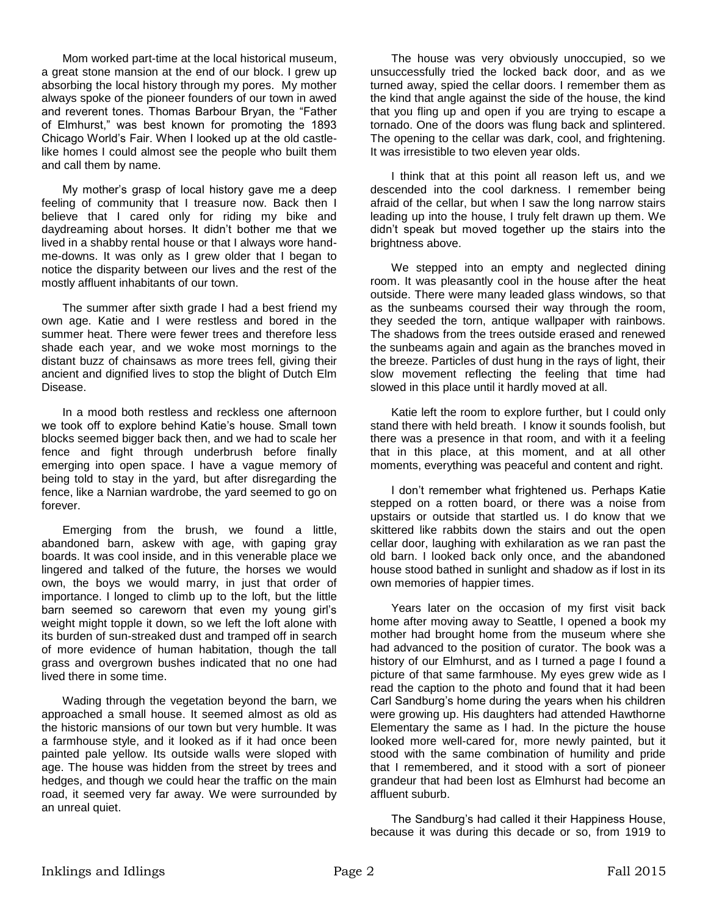Mom worked part-time at the local historical museum, a great stone mansion at the end of our block. I grew up absorbing the local history through my pores. My mother always spoke of the pioneer founders of our town in awed and reverent tones. Thomas Barbour Bryan, the "Father of Elmhurst," was best known for promoting the 1893 Chicago World's Fair. When I looked up at the old castle-like homes I could almost see the people who built them and call them by name.

My mother's grasp of local history gave me a deep feeling of community that I treasure now. Back then I believe that I cared only for riding my bike and daydreaming about horses. It didn't bother me that we lived in a shabby rental house or that I always wore hand-me-downs. It was only as I grew older that I began to notice the disparity between our lives and the rest of the mostly affluent inhabitants of our town.

The summer after sixth grade I had a best friend my own age. Katie and I were restless and bored in the summer heat. There were fewer trees and therefore less shade each year, and we woke most mornings to the distant buzz of chainsaws as more trees fell, giving their ancient and dignified lives to stop the blight of Dutch Elm Disease.

In a mood both restless and reckless one afternoon we took off to explore behind Katie's house. Small town blocks seemed bigger back then, and we had to scale her fence and fight through underbrush before finally emerging into open space. I have a vague memory of being told to stay in the yard, but after disregarding the fence, like a Narnian wardrobe, the yard seemed to go on forever.

Emerging from the brush, we found a little, abandoned barn, askew with age, with gaping gray boards. It was cool inside, and in this venerable place we lingered and talked of the future, the horses we would own, the boys we would marry, in just that order of importance. I longed to climb up to the loft, but the little barn seemed so careworn that even my young girl's weight might topple it down, so we left the loft alone with its burden of sun-streaked dust and tramped off in search of more evidence of human habitation, though the tall grass and overgrown bushes indicated that no one had lived there in some time.

Wading through the vegetation beyond the barn, we approached a small house. It seemed almost as old as the historic mansions of our town but very humble. It was a farmhouse style, and it looked as if it had once been painted pale yellow. Its outside walls were sloped with age. The house was hidden from the street by trees and hedges, and though we could hear the traffic on the main road, it seemed very far away. We were surrounded by an unreal quiet.

The house was very obviously unoccupied, so we unsuccessfully tried the locked back door, and as we turned away, spied the cellar doors. I remember them as the kind that angle against the side of the house, the kind that you fling up and open if you are trying to escape a tornado. One of the doors was flung back and splintered. The opening to the cellar was dark, cool, and frightening. It was irresistible to two eleven year olds.

I think that at this point all reason left us, and we descended into the cool darkness. I remember being afraid of the cellar, but when I saw the long narrow stairs leading up into the house, I truly felt drawn up them. We didn't speak but moved together up the stairs into the brightness above.

We stepped into an empty and neglected dining room. It was pleasantly cool in the house after the heat outside. There were many leaded glass windows, so that as the sunbeams coursed their way through the room, they seeded the torn, antique wallpaper with rainbows. The shadows from the trees outside erased and renewed the sunbeams again and again as the branches moved in the breeze. Particles of dust hung in the rays of light, their slow movement reflecting the feeling that time had slowed in this place until it hardly moved at all.

Katie left the room to explore further, but I could only stand there with held breath. I know it sounds foolish, but there was a presence in that room, and with it a feeling that in this place, at this moment, and at all other moments, everything was peaceful and content and right.

I don't remember what frightened us. Perhaps Katie stepped on a rotten board, or there was a noise from upstairs or outside that startled us. I do know that we skittered like rabbits down the stairs and out the open cellar door, laughing with exhilaration as we ran past the old barn. I looked back only once, and the abandoned house stood bathed in sunlight and shadow as if lost in its own memories of happier times.

Years later on the occasion of my first visit back home after moving away to Seattle, I opened a book my mother had brought home from the museum where she had advanced to the position of curator. The book was a history of our Elmhurst, and as I turned a page I found a picture of that same farmhouse. My eyes grew wide as I read the caption to the photo and found that it had been Carl Sandburg's home during the years when his children were growing up. His daughters had attended Hawthorne Elementary the same as I had. In the picture the house looked more well-cared for, more newly painted, but it stood with the same combination of humility and pride that I remembered, and it stood with a sort of pioneer grandeur that had been lost as Elmhurst had become an affluent suburb.

The Sandburg's had called it their Happiness House, because it was during this decade or so, from 1919 to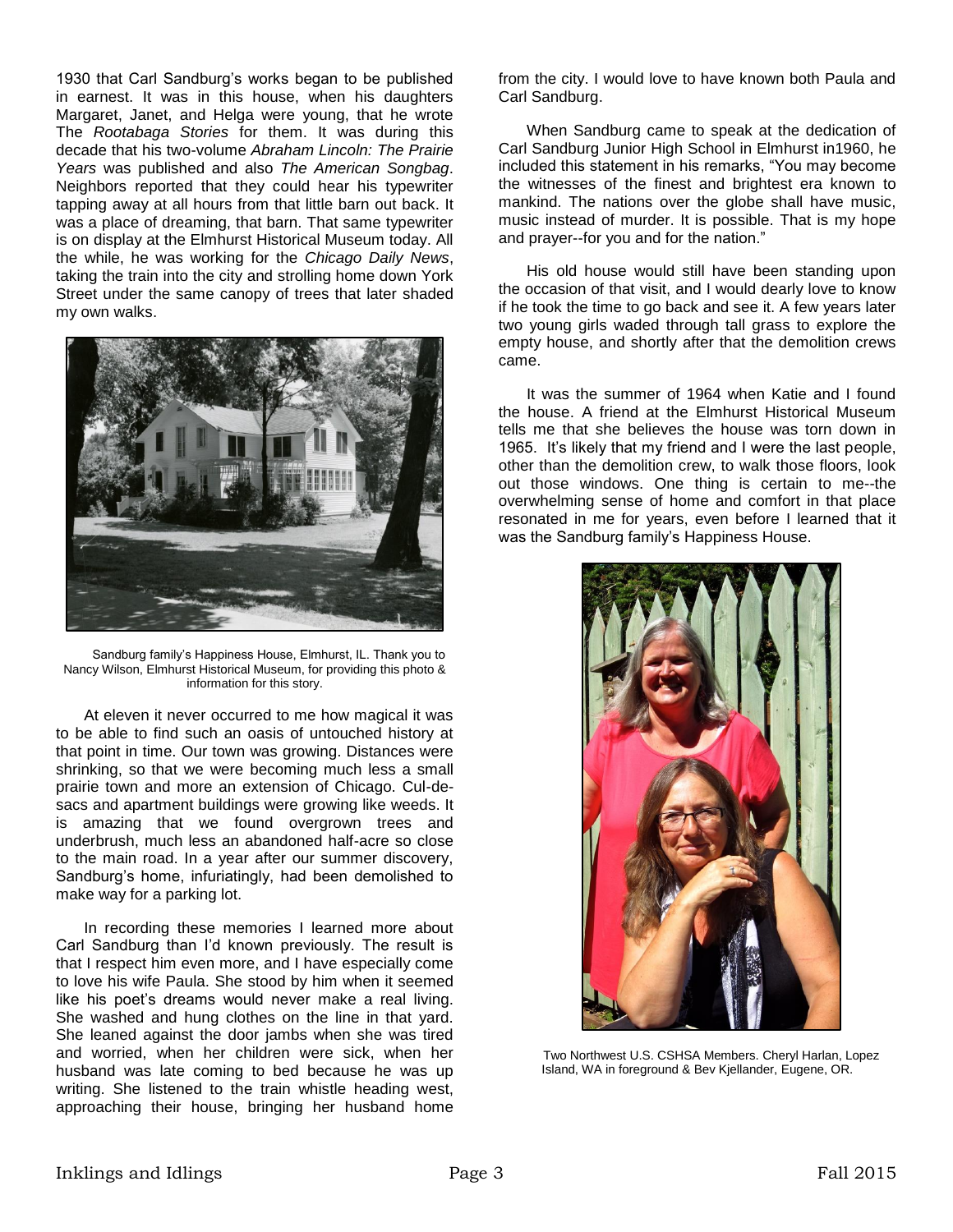1930 that Carl Sandburg's works began to be published in earnest. It was in this house, when his daughters Margaret, Janet, and Helga were young, that he wrote The *Rootabaga Stories* for them. It was during this decade that his two-volume *Abraham Lincoln: The Prairie Years* was published and also *The American Songbag*. Neighbors reported that they could hear his typewriter tapping away at all hours from that little barn out back. It was a place of dreaming, that barn. That same typewriter is on display at the Elmhurst Historical Museum today. All the while, he was working for the *Chicago Daily News*, taking the train into the city and strolling home down York Street under the same canopy of trees that later shaded my own walks.

Sandburg family's Happiness House, Elmhurst, IL. Thank you to Nancy Wilson, Elmhurst Historical Museum, for providing this photo & information for this story.

At eleven it never occurred to me how magical it was to be able to find such an oasis of untouched history at that point in time. Our town was growing. Distances were shrinking, so that we were becoming much less a small prairie town and more an extension of Chicago. Cul-de-sacs and apartment buildings were growing like weeds. It is amazing that we found overgrown trees and underbrush, much less an abandoned half-acre so close to the main road. In a year after our summer discovery, Sandburg's home, infuriatingly, had been demolished to make way for a parking lot.

In recording these memories I learned more about Carl Sandburg than I'd known previously. The result is that I respect him even more, and I have especially come to love his wife Paula. She stood by him when it seemed like his poet's dreams would never make a real living. She washed and hung clothes on the line in that yard. She leaned against the door jambs when she was tired and worried, when her children were sick, when her husband was late coming to bed because he was up writing. She listened to the train whistle heading west, approaching their house, bringing her husband home from the city. I would love to have known both Paula and Carl Sandburg.

When Sandburg came to speak at the dedication of Carl Sandburg Junior High School in Elmhurst in1960, he included this statement in his remarks, "You may become the witnesses of the finest and brightest era known to mankind. The nations over the globe shall have music, music instead of murder. It is possible. That is my hope and prayer--for you and for the nation."

His old house would still have been standing upon the occasion of that visit, and I would dearly love to know if he took the time to go back and see it. A few years later two young girls waded through tall grass to explore the empty house, and shortly after that the demolition crews came.

It was the summer of 1964 when Katie and I found the house. A friend at the Elmhurst Historical Museum tells me that she believes the house was torn down in 1965. It's likely that my friend and I were the last people, other than the demolition crew, to walk those floors, look out those windows. One thing is certain to me--the overwhelming sense of home and comfort in that place resonated in me for years, even before I learned that it was the Sandburg family's Happiness House.

Two Northwest U.S. CSHSA Members. Cheryl Harlan, Lopez Island, WA in foreground & Bev Kjellander, Eugene, OR.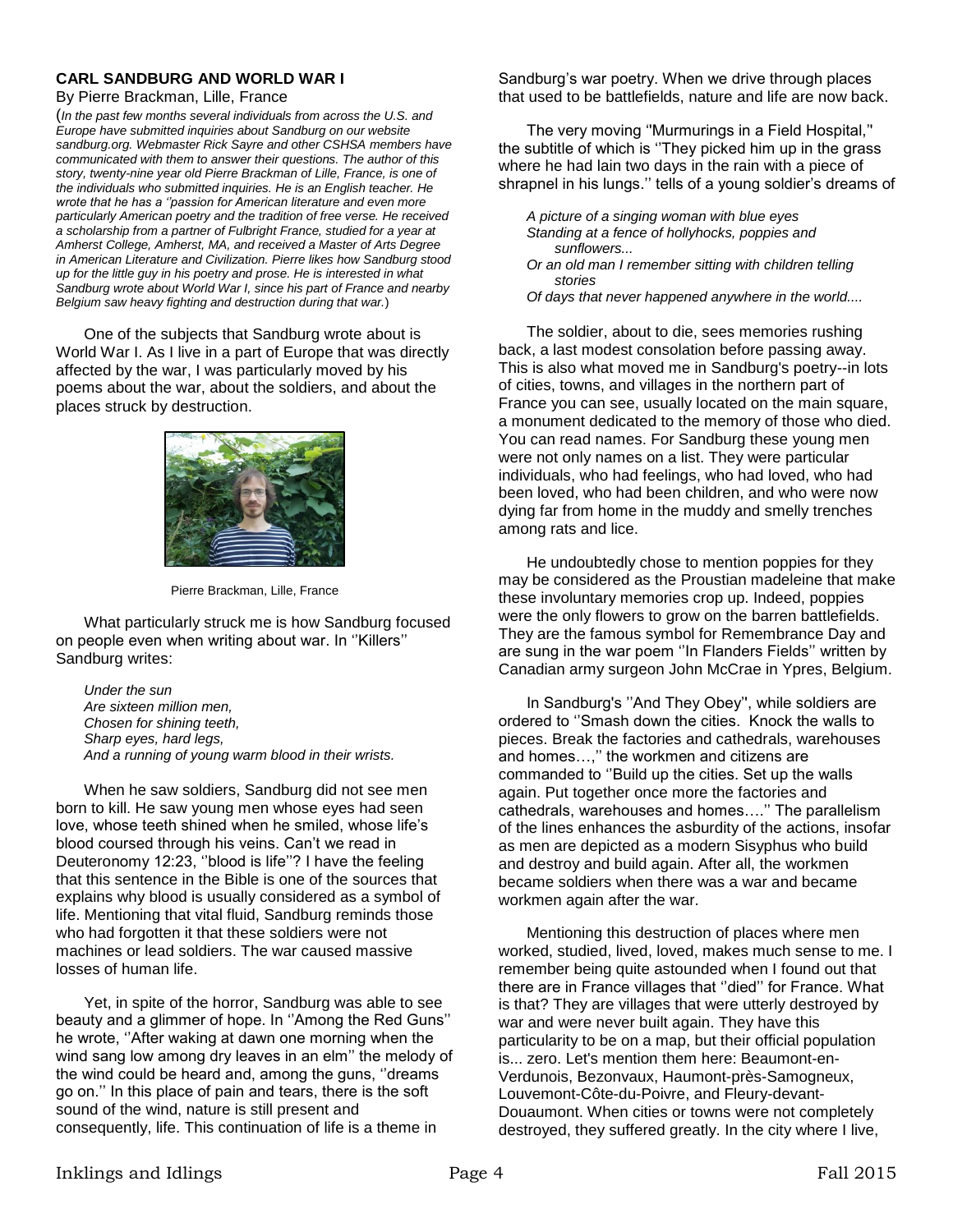**CARL SANDBURG AND WORLD WAR I**

By Pierre Brackman, Lille, France

(*In the past few months several individuals from across the U.S. and Europe have submitted inquiries about Sandburg on our website sandburg.org. Webmaster Rick Sayre and other CSHSA members have communicated with them to answer their questions. The author of this story, twenty-nine year old Pierre Brackman of Lille, France, is one of the individuals who submitted inquiries. He is an English teacher. He wrote that he has a ''passion for American literature and even more particularly American poetry and the tradition of free verse. He received a scholarship from a partner of Fulbright France, studied for a year at Amherst College, Amherst, MA, and received a Master of Arts Degree in American Literature and Civilization. Pierre likes how Sandburg stood up for the little guy in his poetry and prose. He is interested in what Sandburg wrote about World War I, since his part of France and nearby Belgium saw heavy fighting and destruction during that war.*)

One of the subjects that Sandburg wrote about is World War I. As I live in a part of Europe that was directly affected by the war, I was particularly moved by his poems about the war, about the soldiers, and about the places struck by destruction.

Pierre Brackman, Lille, France

What particularly struck me is how Sandburg focused on people even when writing about war. In ''Killers'' Sandburg writes:

*Under the sun*
*Are sixteen million men,*
*Chosen for shining teeth,*
*Sharp eyes, hard legs,*
*And a running of young warm blood in their wrists.*

When he saw soldiers, Sandburg did not see men born to kill. He saw young men whose eyes had seen love, whose teeth shined when he smiled, whose life's blood coursed through his veins. Can't we read in Deuteronomy 12:23, ''blood is life''? I have the feeling that this sentence in the Bible is one of the sources that explains why blood is usually considered as a symbol of life. Mentioning that vital fluid, Sandburg reminds those who had forgotten it that these soldiers were not machines or lead soldiers. The war caused massive losses of human life.

Yet, in spite of the horror, Sandburg was able to see beauty and a glimmer of hope. In ''Among the Red Guns'' he wrote, ''After waking at dawn one morning when the wind sang low among dry leaves in an elm'' the melody of the wind could be heard and, among the guns, ''dreams go on.'' In this place of pain and tears, there is the soft sound of the wind, nature is still present and consequently, life. This continuation of life is a theme in Sandburg's war poetry. When we drive through places that used to be battlefields, nature and life are now back.

The very moving ''Murmurings in a Field Hospital,'' the subtitle of which is ''They picked him up in the grass where he had lain two days in the rain with a piece of shrapnel in his lungs.'' tells of a young soldier's dreams of

*A picture of a singing woman with blue eyes*
*Standing at a fence of hollyhocks, poppies and sunflowers...*
*Or an old man I remember sitting with children telling stories*
*Of days that never happened anywhere in the world....*

The soldier, about to die, sees memories rushing back, a last modest consolation before passing away. This is also what moved me in Sandburg's poetry--in lots of cities, towns, and villages in the northern part of France you can see, usually located on the main square, a monument dedicated to the memory of those who died. You can read names. For Sandburg these young men were not only names on a list. They were particular individuals, who had feelings, who had loved, who had been loved, who had been children, and who were now dying far from home in the muddy and smelly trenches among rats and lice.

He undoubtedly chose to mention poppies for they may be considered as the Proustian madeleine that make these involuntary memories crop up. Indeed, poppies were the only flowers to grow on the barren battlefields. They are the famous symbol for Remembrance Day and are sung in the war poem ''In Flanders Fields'' written by Canadian army surgeon John McCrae in Ypres, Belgium.

In Sandburg's ''And They Obey'', while soldiers are ordered to ''Smash down the cities. Knock the walls to pieces. Break the factories and cathedrals, warehouses and homes…,'' the workmen and citizens are commanded to ''Build up the cities. Set up the walls again. Put together once more the factories and cathedrals, warehouses and homes….'' The parallelism of the lines enhances the asburdity of the actions, insofar as men are depicted as a modern Sisyphus who build and destroy and build again. After all, the workmen became soldiers when there was a war and became workmen again after the war.

Mentioning this destruction of places where men worked, studied, lived, loved, makes much sense to me. I remember being quite astounded when I found out that there are in France villages that ''died'' for France. What is that? They are villages that were utterly destroyed by war and were never built again. They have this particularity to be on a map, but their official population is... zero. Let's mention them here: Beaumont-en-Verdunois, Bezonvaux, Haumont-près-Samogneux, Louvemont-Côte-du-Poivre, and Fleury-devant-Douaumont. When cities or towns were not completely destroyed, they suffered greatly. In the city where I live,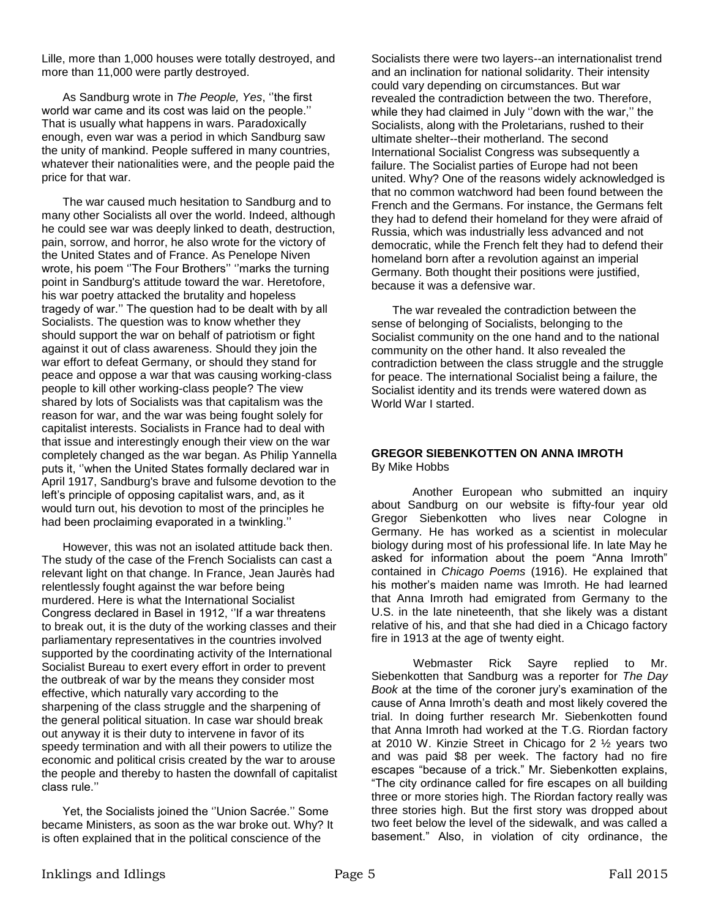Lille, more than 1,000 houses were totally destroyed, and more than 11,000 were partly destroyed.

As Sandburg wrote in *The People, Yes*, ''the first world war came and its cost was laid on the people.'' That is usually what happens in wars. Paradoxically enough, even war was a period in which Sandburg saw the unity of mankind. People suffered in many countries, whatever their nationalities were, and the people paid the price for that war.

The war caused much hesitation to Sandburg and to many other Socialists all over the world. Indeed, although he could see war was deeply linked to death, destruction, pain, sorrow, and horror, he also wrote for the victory of the United States and of France. As Penelope Niven wrote, his poem ''The Four Brothers'' ''marks the turning point in Sandburg's attitude toward the war. Heretofore, his war poetry attacked the brutality and hopeless tragedy of war.'' The question had to be dealt with by all Socialists. The question was to know whether they should support the war on behalf of patriotism or fight against it out of class awareness. Should they join the war effort to defeat Germany, or should they stand for peace and oppose a war that was causing working-class people to kill other working-class people? The view shared by lots of Socialists was that capitalism was the reason for war, and the war was being fought solely for capitalist interests. Socialists in France had to deal with that issue and interestingly enough their view on the war completely changed as the war began. As Philip Yannella puts it, ''when the United States formally declared war in April 1917, Sandburg's brave and fulsome devotion to the left's principle of opposing capitalist wars, and, as it would turn out, his devotion to most of the principles he had been proclaiming evaporated in a twinkling.''

However, this was not an isolated attitude back then. The study of the case of the French Socialists can cast a relevant light on that change. In France, Jean Jaurès had relentlessly fought against the war before being murdered. Here is what the International Socialist Congress declared in Basel in 1912, ''If a war threatens to break out, it is the duty of the working classes and their parliamentary representatives in the countries involved supported by the coordinating activity of the International Socialist Bureau to exert every effort in order to prevent the outbreak of war by the means they consider most effective, which naturally vary according to the sharpening of the class struggle and the sharpening of the general political situation. In case war should break out anyway it is their duty to intervene in favor of its speedy termination and with all their powers to utilize the economic and political crisis created by the war to arouse the people and thereby to hasten the downfall of capitalist class rule.''

Yet, the Socialists joined the ''Union Sacrée.'' Some became Ministers, as soon as the war broke out. Why? It is often explained that in the political conscience of the Socialists there were two layers--an internationalist trend and an inclination for national solidarity. Their intensity could vary depending on circumstances. But war revealed the contradiction between the two. Therefore, while they had claimed in July ''down with the war,'' the Socialists, along with the Proletarians, rushed to their ultimate shelter--their motherland. The second International Socialist Congress was subsequently a failure. The Socialist parties of Europe had not been united. Why? One of the reasons widely acknowledged is that no common watchword had been found between the French and the Germans. For instance, the Germans felt they had to defend their homeland for they were afraid of Russia, which was industrially less advanced and not democratic, while the French felt they had to defend their homeland born after a revolution against an imperial Germany. Both thought their positions were justified, because it was a defensive war.

The war revealed the contradiction between the sense of belonging of Socialists, belonging to the Socialist community on the one hand and to the national community on the other hand. It also revealed the contradiction between the class struggle and the struggle for peace. The international Socialist being a failure, the Socialist identity and its trends were watered down as World War I started.

## GREGOR SIEBENKOTTEN ON ANNA IMROTH

By Mike Hobbs

Another European who submitted an inquiry about Sandburg on our website is fifty-four year old Gregor Siebenkotten who lives near Cologne in Germany. He has worked as a scientist in molecular biology during most of his professional life. In late May he asked for information about the poem "Anna Imroth" contained in *Chicago Poems* (1916). He explained that his mother's maiden name was Imroth. He had learned that Anna Imroth had emigrated from Germany to the U.S. in the late nineteenth, that she likely was a distant relative of his, and that she had died in a Chicago factory fire in 1913 at the age of twenty eight.

Webmaster Rick Sayre replied to Mr. Siebenkotten that Sandburg was a reporter for *The Day Book* at the time of the coroner jury's examination of the cause of Anna Imroth's death and most likely covered the trial. In doing further research Mr. Siebenkotten found that Anna Imroth had worked at the T.G. Riordan factory at 2010 W. Kinzie Street in Chicago for 2 ½ years two and was paid $8 per week. The factory had no fire escapes "because of a trick." Mr. Siebenkotten explains, "The city ordinance called for fire escapes on all building three or more stories high. The Riordan factory really was three stories high. But the first story was dropped about two feet below the level of the sidewalk, and was called a basement." Also, in violation of city ordinance, the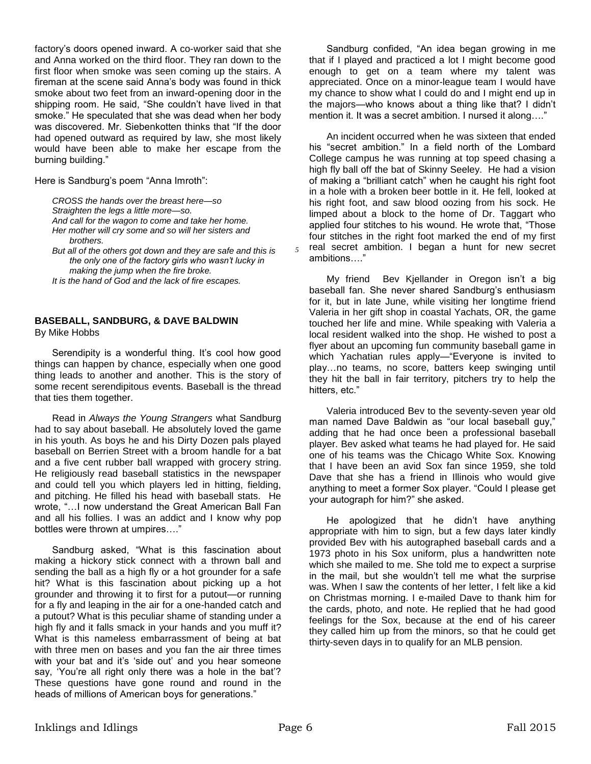factory's doors opened inward. A co-worker said that she and Anna worked on the third floor. They ran down to the first floor when smoke was seen coming up the stairs. A fireman at the scene said Anna's body was found in thick smoke about two feet from an inward-opening door in the shipping room. He said, "She couldn't have lived in that smoke." He speculated that she was dead when her body was discovered. Mr. Siebenkotten thinks that "If the door had opened outward as required by law, she most likely would have been able to make her escape from the burning building."

Here is Sandburg's poem "Anna Imroth":

*CROSS the hands over the breast here—so*
*Straighten the legs a little more—so.*
*And call for the wagon to come and take her home.*
*Her mother will cry some and so will her sisters and brothers.*
*But all of the others got down and they are safe and this is the only one of the factory girls who wasn't lucky in making the jump when the fire broke.*
*It is the hand of God and the lack of fire escapes.*

## BASEBALL, SANDBURG, & DAVE BALDWIN

By Mike Hobbs

Serendipity is a wonderful thing. It's cool how good things can happen by chance, especially when one good thing leads to another and another. This is the story of some recent serendipitous events. Baseball is the thread that ties them together.

Read in *Always the Young Strangers* what Sandburg had to say about baseball. He absolutely loved the game in his youth. As boys he and his Dirty Dozen pals played baseball on Berrien Street with a broom handle for a bat and a five cent rubber ball wrapped with grocery string. He religiously read baseball statistics in the newspaper and could tell you which players led in hitting, fielding, and pitching. He filled his head with baseball stats. He wrote, "…I now understand the Great American Ball Fan and all his follies. I was an addict and I know why pop bottles were thrown at umpires…."

Sandburg asked, "What is this fascination about making a hickory stick connect with a thrown ball and sending the ball as a high fly or a hot grounder for a safe hit? What is this fascination about picking up a hot grounder and throwing it to first for a putout—or running for a fly and leaping in the air for a one-handed catch and a putout? What is this peculiar shame of standing under a high fly and it falls smack in your hands and you muff it? What is this nameless embarrassment of being at bat with three men on bases and you fan the air three times with your bat and it's 'side out' and you hear someone say, 'You're all right only there was a hole in the bat'? These questions have gone round and round in the heads of millions of American boys for generations."

Sandburg confided, "An idea began growing in me that if I played and practiced a lot I might become good enough to get on a team where my talent was appreciated. Once on a minor-league team I would have my chance to show what I could do and I might end up in the majors—who knows about a thing like that? I didn't mention it. It was a secret ambition. I nursed it along…."

An incident occurred when he was sixteen that ended his "secret ambition." In a field north of the Lombard College campus he was running at top speed chasing a high fly ball off the bat of Skinny Seeley. He had a vision of making a "brilliant catch" when he caught his right foot in a hole with a broken beer bottle in it. He fell, looked at his right foot, and saw blood oozing from his sock. He limped about a block to the home of Dr. Taggart who applied four stitches to his wound. He wrote that, "Those four stitches in the right foot marked the end of my first real secret ambition. I began a hunt for new secret ambitions…."

My friend Bev Kjellander in Oregon isn't a big baseball fan. She never shared Sandburg's enthusiasm for it, but in late June, while visiting her longtime friend Valeria in her gift shop in coastal Yachats, OR, the game touched her life and mine. While speaking with Valeria a local resident walked into the shop. He wished to post a flyer about an upcoming fun community baseball game in which Yachatian rules apply—"Everyone is invited to play…no teams, no score, batters keep swinging until they hit the ball in fair territory, pitchers try to help the hitters, etc."

Valeria introduced Bev to the seventy-seven year old man named Dave Baldwin as "our local baseball guy," adding that he had once been a professional baseball player. Bev asked what teams he had played for. He said one of his teams was the Chicago White Sox. Knowing that I have been an avid Sox fan since 1959, she told Dave that she has a friend in Illinois who would give anything to meet a former Sox player. "Could I please get your autograph for him?" she asked.

He apologized that he didn't have anything appropriate with him to sign, but a few days later kindly provided Bev with his autographed baseball cards and a 1973 photo in his Sox uniform, plus a handwritten note which she mailed to me. She told me to expect a surprise in the mail, but she wouldn't tell me what the surprise was. When I saw the contents of her letter, I felt like a kid on Christmas morning. I e-mailed Dave to thank him for the cards, photo, and note. He replied that he had good feelings for the Sox, because at the end of his career they called him up from the minors, so that he could get thirty-seven days in to qualify for an MLB pension.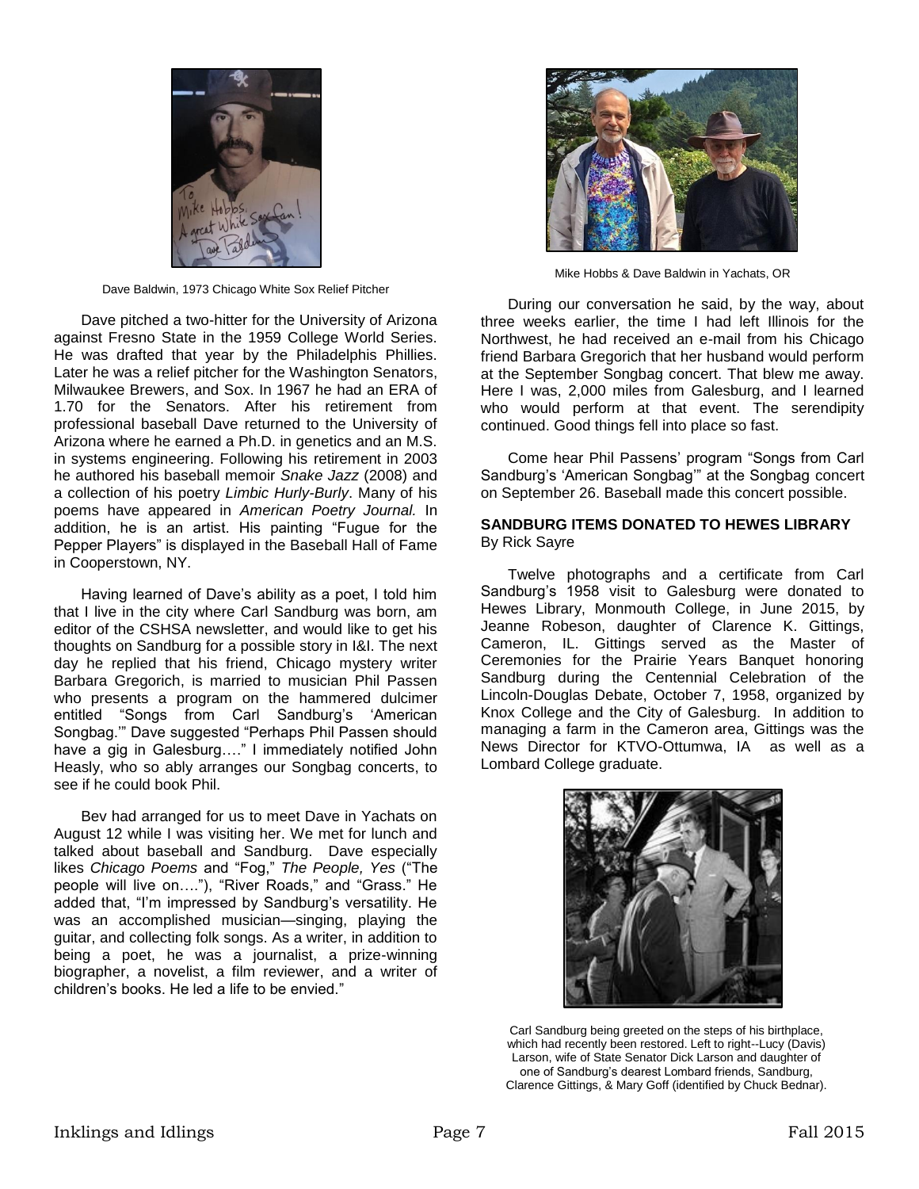Dave Baldwin, 1973 Chicago White Sox Relief Pitcher

Dave pitched a two-hitter for the University of Arizona against Fresno State in the 1959 College World Series. He was drafted that year by the Philadelphis Phillies. Later he was a relief pitcher for the Washington Senators, Milwaukee Brewers, and Sox. In 1967 he had an ERA of 1.70 for the Senators. After his retirement from professional baseball Dave returned to the University of Arizona where he earned a Ph.D. in genetics and an M.S. in systems engineering. Following his retirement in 2003 he authored his baseball memoir *Snake Jazz* (2008) and a collection of his poetry *Limbic Hurly-Burly*. Many of his poems have appeared in *American Poetry Journal.* In addition, he is an artist. His painting "Fugue for the Pepper Players" is displayed in the Baseball Hall of Fame in Cooperstown, NY.

Having learned of Dave's ability as a poet, I told him that I live in the city where Carl Sandburg was born, am editor of the CSHSA newsletter, and would like to get his thoughts on Sandburg for a possible story in I&I. The next day he replied that his friend, Chicago mystery writer Barbara Gregorich, is married to musician Phil Passen who presents a program on the hammered dulcimer entitled "Songs from Carl Sandburg's 'American Songbag.'" Dave suggested "Perhaps Phil Passen should have a gig in Galesburg…." I immediately notified John Heasly, who so ably arranges our Songbag concerts, to see if he could book Phil.

Bev had arranged for us to meet Dave in Yachats on August 12 while I was visiting her. We met for lunch and talked about baseball and Sandburg. Dave especially likes *Chicago Poems* and "Fog," *The People, Yes* ("The people will live on…."), "River Roads," and "Grass." He added that, "I'm impressed by Sandburg's versatility. He was an accomplished musician—singing, playing the guitar, and collecting folk songs. As a writer, in addition to being a poet, he was a journalist, a prize-winning biographer, a novelist, a film reviewer, and a writer of children's books. He led a life to be envied."

Mike Hobbs & Dave Baldwin in Yachats, OR

During our conversation he said, by the way, about three weeks earlier, the time I had left Illinois for the Northwest, he had received an e-mail from his Chicago friend Barbara Gregorich that her husband would perform at the September Songbag concert. That blew me away. Here I was, 2,000 miles from Galesburg, and I learned who would perform at that event. The serendipity continued. Good things fell into place so fast.

Come hear Phil Passens' program "Songs from Carl Sandburg's 'American Songbag'" at the Songbag concert on September 26. Baseball made this concert possible.

**SANDBURG ITEMS DONATED TO HEWES LIBRARY**
By Rick Sayre

Twelve photographs and a certificate from Carl Sandburg's 1958 visit to Galesburg were donated to Hewes Library, Monmouth College, in June 2015, by Jeanne Robeson, daughter of Clarence K. Gittings, Cameron, IL. Gittings served as the Master of Ceremonies for the Prairie Years Banquet honoring Sandburg during the Centennial Celebration of the Lincoln-Douglas Debate, October 7, 1958, organized by Knox College and the City of Galesburg. In addition to managing a farm in the Cameron area, Gittings was the News Director for KTVO-Ottumwa, IA as well as a Lombard College graduate.

Carl Sandburg being greeted on the steps of his birthplace, which had recently been restored. Left to right--Lucy (Davis) Larson, wife of State Senator Dick Larson and daughter of one of Sandburg's dearest Lombard friends, Sandburg, Clarence Gittings, & Mary Goff (identified by Chuck Bednar).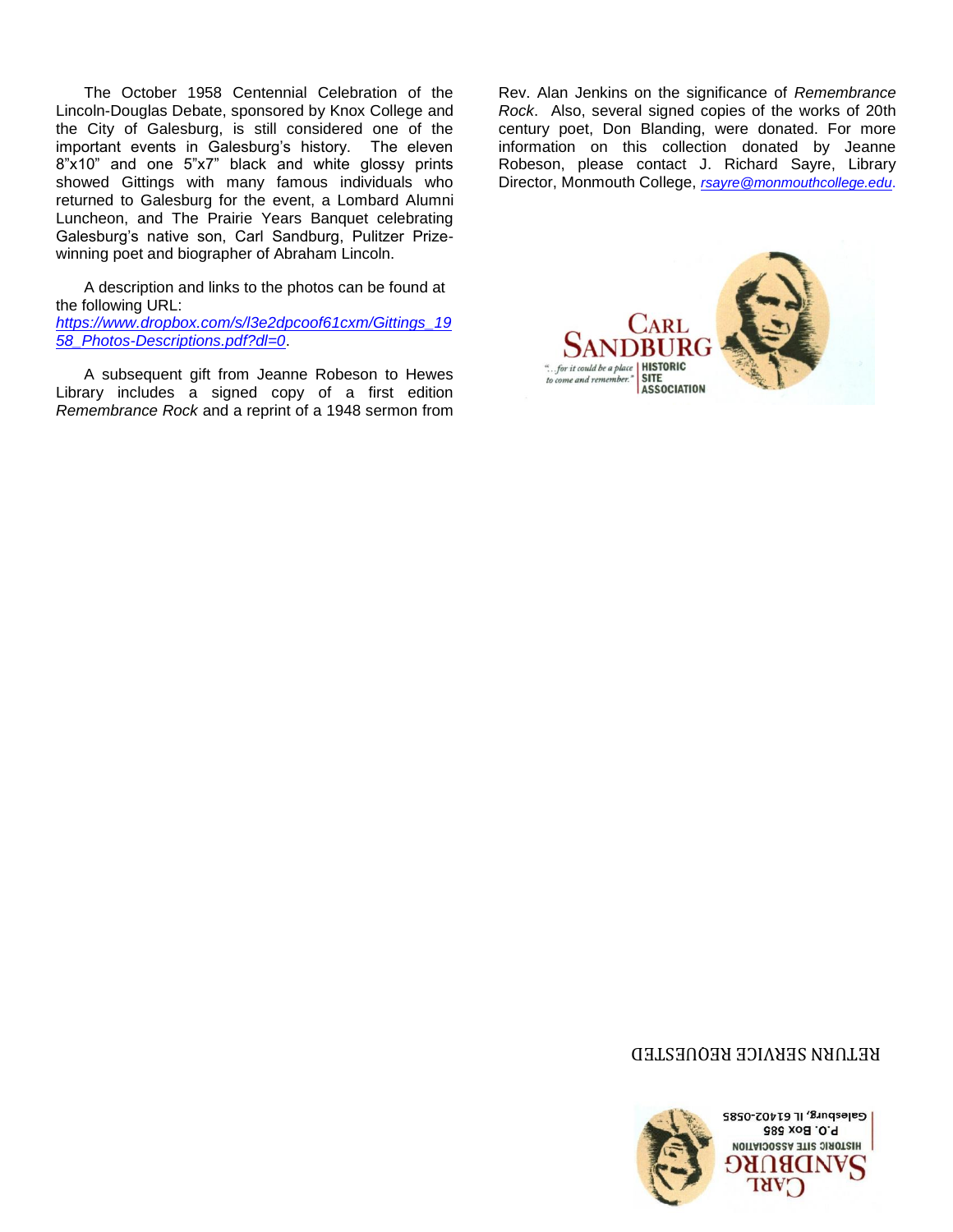The October 1958 Centennial Celebration of the Lincoln-Douglas Debate, sponsored by Knox College and the City of Galesburg, is still considered one of the important events in Galesburg's history. The eleven 8"x10" and one 5"x7" black and white glossy prints showed Gittings with many famous individuals who returned to Galesburg for the event, a Lombard Alumni Luncheon, and The Prairie Years Banquet celebrating Galesburg's native son, Carl Sandburg, Pulitzer Prize-winning poet and biographer of Abraham Lincoln.

A description and links to the photos can be found at the following URL: https://www.dropbox.com/s/l3e2dpcoof61cxm/Gittings_1958_Photos-Descriptions.pdf?dl=0.

A subsequent gift from Jeanne Robeson to Hewes Library includes a signed copy of a first edition *Remembrance Rock* and a reprint of a 1948 sermon from Rev. Alan Jenkins on the significance of *Remembrance Rock*. Also, several signed copies of the works of 20th century poet, Don Blanding, were donated. For more information on this collection donated by Jeanne Robeson, please contact J. Richard Sayre, Library Director, Monmouth College, rsayre@monmouthcollege.edu.

CARL SANDBURG HISTORIC SITE ASSOCIATION

"...for it could be a place to come and remember."

RETURN SERVICE REQUESTED

CARL SANDBURG HISTORIC SITE ASSOCIATION
P.O. Box 585
Galesburg, IL 61402-0585